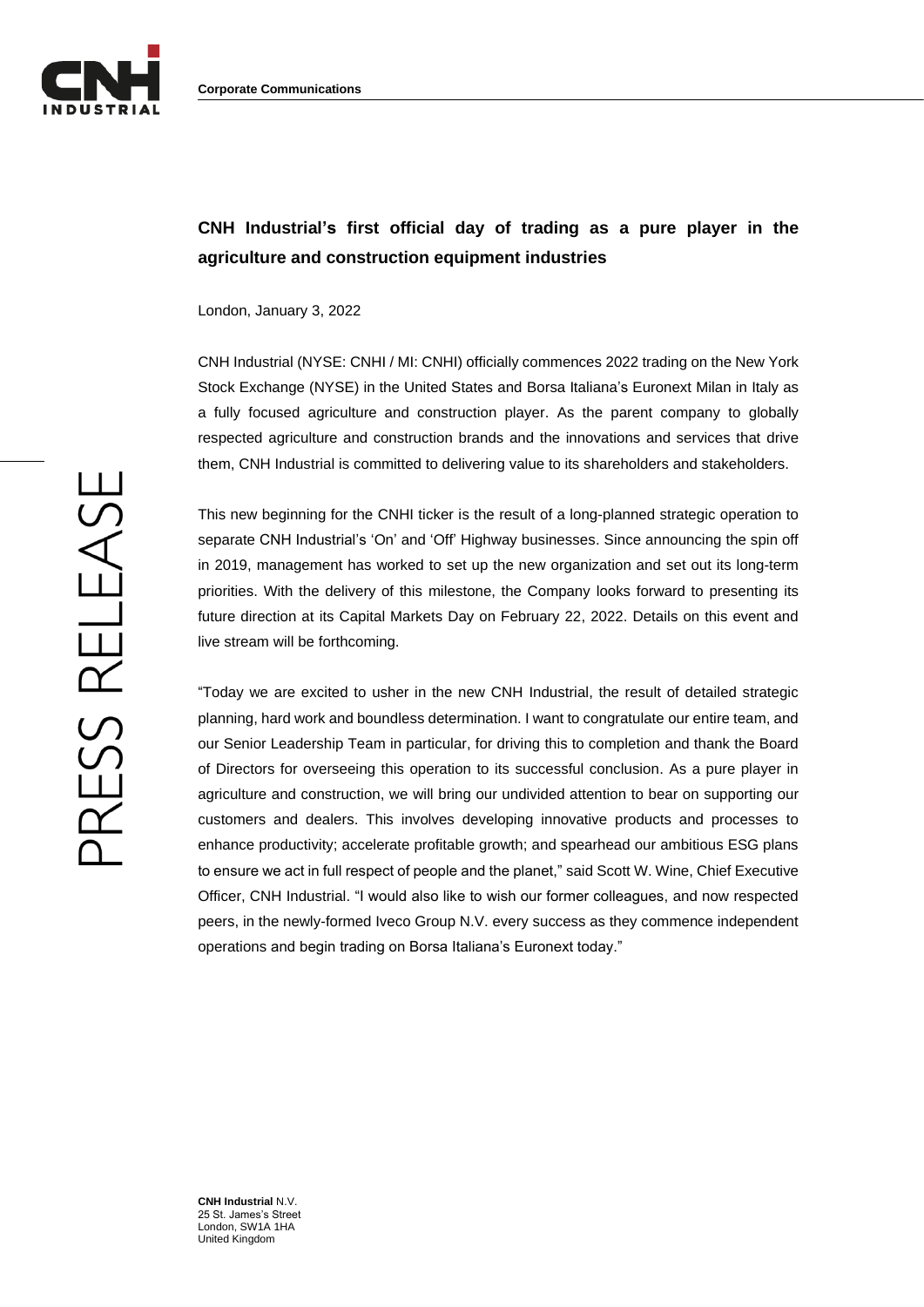# CNH Industrial's first official day of trading as a pure player in the agriculture and construction equipment industries

London, January 3, 2022

CNH Industrial (NYSE: CNHI / MI: CNHI) officially commences 2022 trading on the New York Stock Exchange (NYSE) in the United States and Borsa Italiana's Euronext Milan in Italy as a fully focused agriculture and construction player. As the parent company to globally respected agriculture and construction brands and the innovations and services that drive them, CNH Industrial is committed to delivering value to its shareholders and stakeholders.

This new beginning for the CNHI ticker is the result of a long-planned strategic operation to separate CNH Industrial's 'On' and 'Off' Highway businesses. Since announcing the spin off in 2019, management has worked to set up the new organization and set out its long-term priorities. With the delivery of this milestone, the Company looks forward to presenting its future direction at its Capital Markets Day on February 22, 2022. Details on this event and live stream will be forthcoming.

"Today we are excited to usher in the new CNH Industrial, the result of detailed strategic planning, hard work and boundless determination. I want to congratulate our entire team, and our Senior Leadership Team in particular, for driving this to completion and thank the Board of Directors for overseeing this operation to its successful conclusion. As a pure player in agriculture and construction, we will bring our undivided attention to bear on supporting our customers and dealers. This involves developing innovative products and processes to enhance productivity; accelerate profitable growth; and spearhead our ambitious ESG plans to ensure we act in full respect of people and the planet," said Scott W. Wine, Chief Executive Officer, CNH Industrial. "I would also like to wish our former colleagues, and now respected peers, in the newly-formed Iveco Group N.V. every success as they commence independent operations and begin trading on Borsa Italiana's Euronext today."

**CNH Industrial** N.V.
25 St. James's Street
London, SW1A 1HA
United Kingdom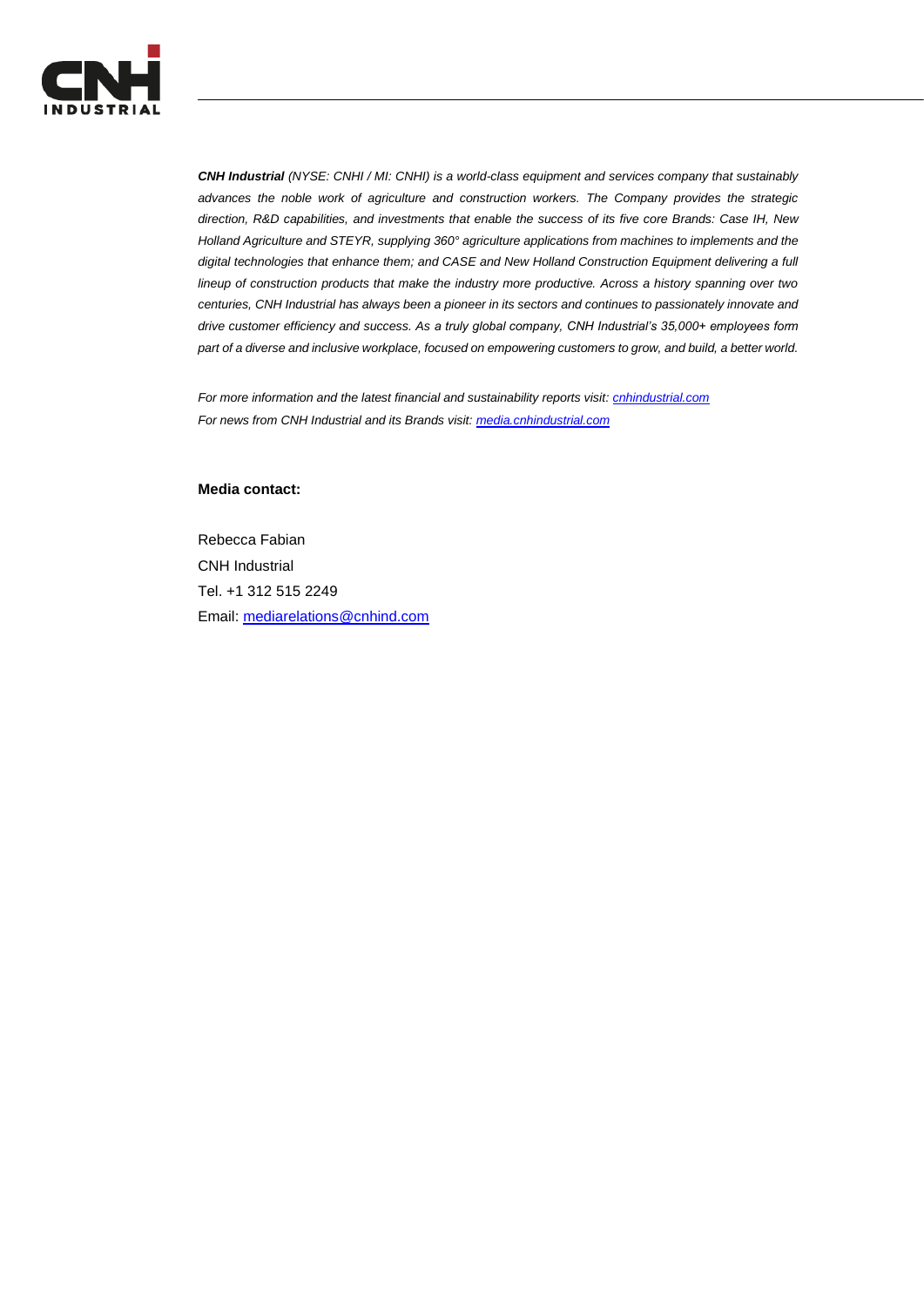***CNH Industrial*** *(NYSE: CNHI / MI: CNHI) is a world-class equipment and services company that sustainably advances the noble work of agriculture and construction workers. The Company provides the strategic direction, R&D capabilities, and investments that enable the success of its five core Brands: Case IH, New Holland Agriculture and STEYR, supplying 360° agriculture applications from machines to implements and the digital technologies that enhance them; and CASE and New Holland Construction Equipment delivering a full lineup of construction products that make the industry more productive. Across a history spanning over two centuries, CNH Industrial has always been a pioneer in its sectors and continues to passionately innovate and drive customer efficiency and success. As a truly global company, CNH Industrial's 35,000+ employees form part of a diverse and inclusive workplace, focused on empowering customers to grow, and build, a better world.*

*For more information and the latest financial and sustainability reports visit: cnhindustrial.com*
*For news from CNH Industrial and its Brands visit: media.cnhindustrial.com*

**Media contact:**

Rebecca Fabian
CNH Industrial
Tel. +1 312 515 2249
Email: mediarelations@cnhind.com